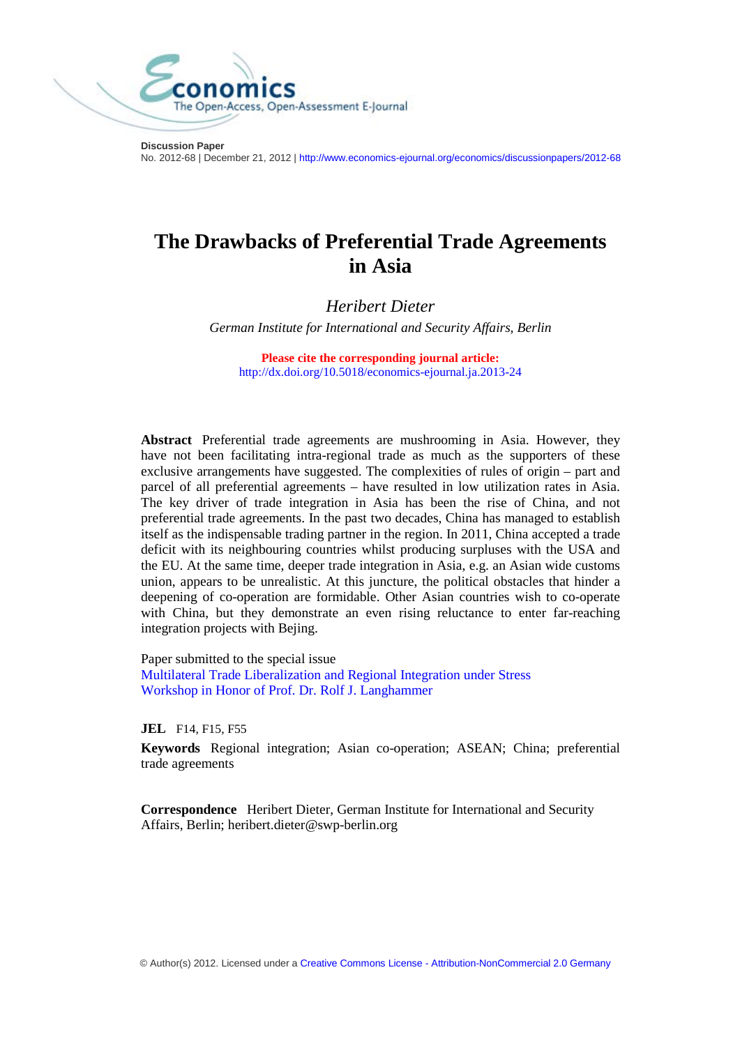**Discussion Paper**
No. 2012-68 | December 21, 2012 | http://www.economics-ejournal.org/economics/discussionpapers/2012-68

# The Drawbacks of Preferential Trade Agreements in Asia

*Heribert Dieter*

*German Institute for International and Security Affairs, Berlin*

**Please cite the corresponding journal article:**
http://dx.doi.org/10.5018/economics-ejournal.ja.2013-24

**Abstract** Preferential trade agreements are mushrooming in Asia. However, they have not been facilitating intra-regional trade as much as the supporters of these exclusive arrangements have suggested. The complexities of rules of origin – part and parcel of all preferential agreements – have resulted in low utilization rates in Asia. The key driver of trade integration in Asia has been the rise of China, and not preferential trade agreements. In the past two decades, China has managed to establish itself as the indispensable trading partner in the region. In 2011, China accepted a trade deficit with its neighbouring countries whilst producing surpluses with the USA and the EU. At the same time, deeper trade integration in Asia, e.g. an Asian wide customs union, appears to be unrealistic. At this juncture, the political obstacles that hinder a deepening of co-operation are formidable. Other Asian countries wish to co-operate with China, but they demonstrate an even rising reluctance to enter far-reaching integration projects with Bejing.

Paper submitted to the special issue
Multilateral Trade Liberalization and Regional Integration under Stress
Workshop in Honor of Prof. Dr. Rolf J. Langhammer

**JEL** F14, F15, F55

**Keywords** Regional integration; Asian co-operation; ASEAN; China; preferential trade agreements

**Correspondence** Heribert Dieter, German Institute for International and Security Affairs, Berlin; heribert.dieter@swp-berlin.org

© Author(s) 2012. Licensed under a Creative Commons License - Attribution-NonCommercial 2.0 Germany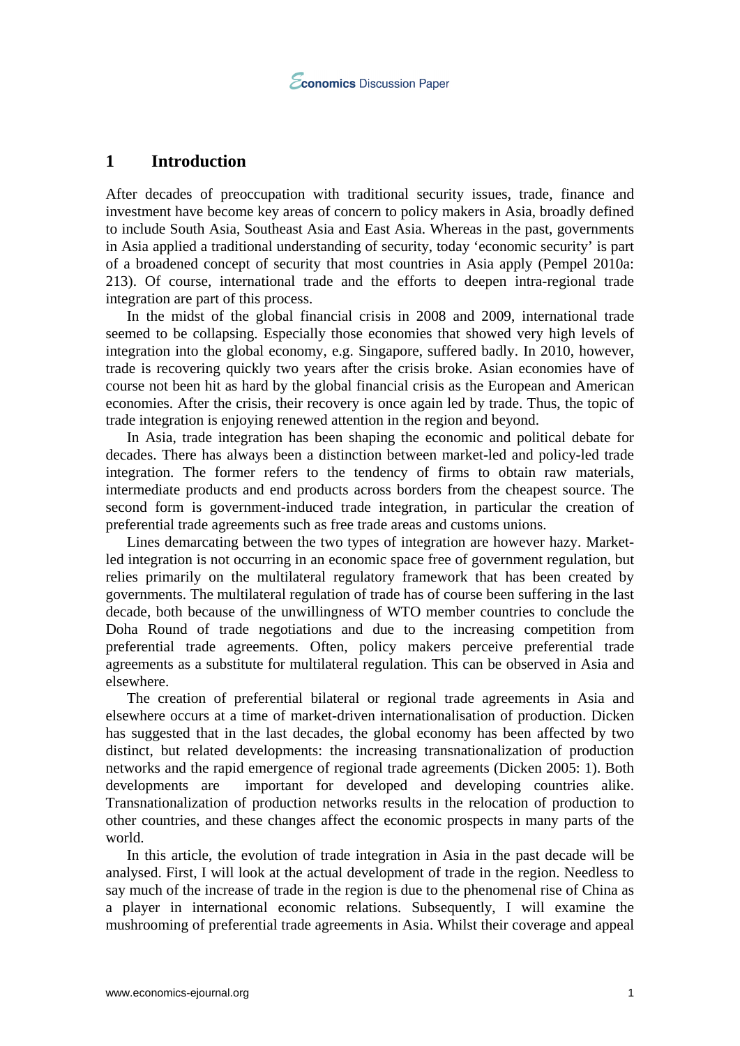## 1 Introduction

After decades of preoccupation with traditional security issues, trade, finance and investment have become key areas of concern to policy makers in Asia, broadly defined to include South Asia, Southeast Asia and East Asia. Whereas in the past, governments in Asia applied a traditional understanding of security, today 'economic security' is part of a broadened concept of security that most countries in Asia apply (Pempel 2010a: 213). Of course, international trade and the efforts to deepen intra-regional trade integration are part of this process.

In the midst of the global financial crisis in 2008 and 2009, international trade seemed to be collapsing. Especially those economies that showed very high levels of integration into the global economy, e.g. Singapore, suffered badly. In 2010, however, trade is recovering quickly two years after the crisis broke. Asian economies have of course not been hit as hard by the global financial crisis as the European and American economies. After the crisis, their recovery is once again led by trade. Thus, the topic of trade integration is enjoying renewed attention in the region and beyond.

In Asia, trade integration has been shaping the economic and political debate for decades. There has always been a distinction between market-led and policy-led trade integration. The former refers to the tendency of firms to obtain raw materials, intermediate products and end products across borders from the cheapest source. The second form is government-induced trade integration, in particular the creation of preferential trade agreements such as free trade areas and customs unions.

Lines demarcating between the two types of integration are however hazy. Market-led integration is not occurring in an economic space free of government regulation, but relies primarily on the multilateral regulatory framework that has been created by governments. The multilateral regulation of trade has of course been suffering in the last decade, both because of the unwillingness of WTO member countries to conclude the Doha Round of trade negotiations and due to the increasing competition from preferential trade agreements. Often, policy makers perceive preferential trade agreements as a substitute for multilateral regulation. This can be observed in Asia and elsewhere.

The creation of preferential bilateral or regional trade agreements in Asia and elsewhere occurs at a time of market-driven internationalisation of production. Dicken has suggested that in the last decades, the global economy has been affected by two distinct, but related developments: the increasing transnationalization of production networks and the rapid emergence of regional trade agreements (Dicken 2005: 1). Both developments are important for developed and developing countries alike. Transnationalization of production networks results in the relocation of production to other countries, and these changes affect the economic prospects in many parts of the world.

In this article, the evolution of trade integration in Asia in the past decade will be analysed. First, I will look at the actual development of trade in the region. Needless to say much of the increase of trade in the region is due to the phenomenal rise of China as a player in international economic relations. Subsequently, I will examine the mushrooming of preferential trade agreements in Asia. Whilst their coverage and appeal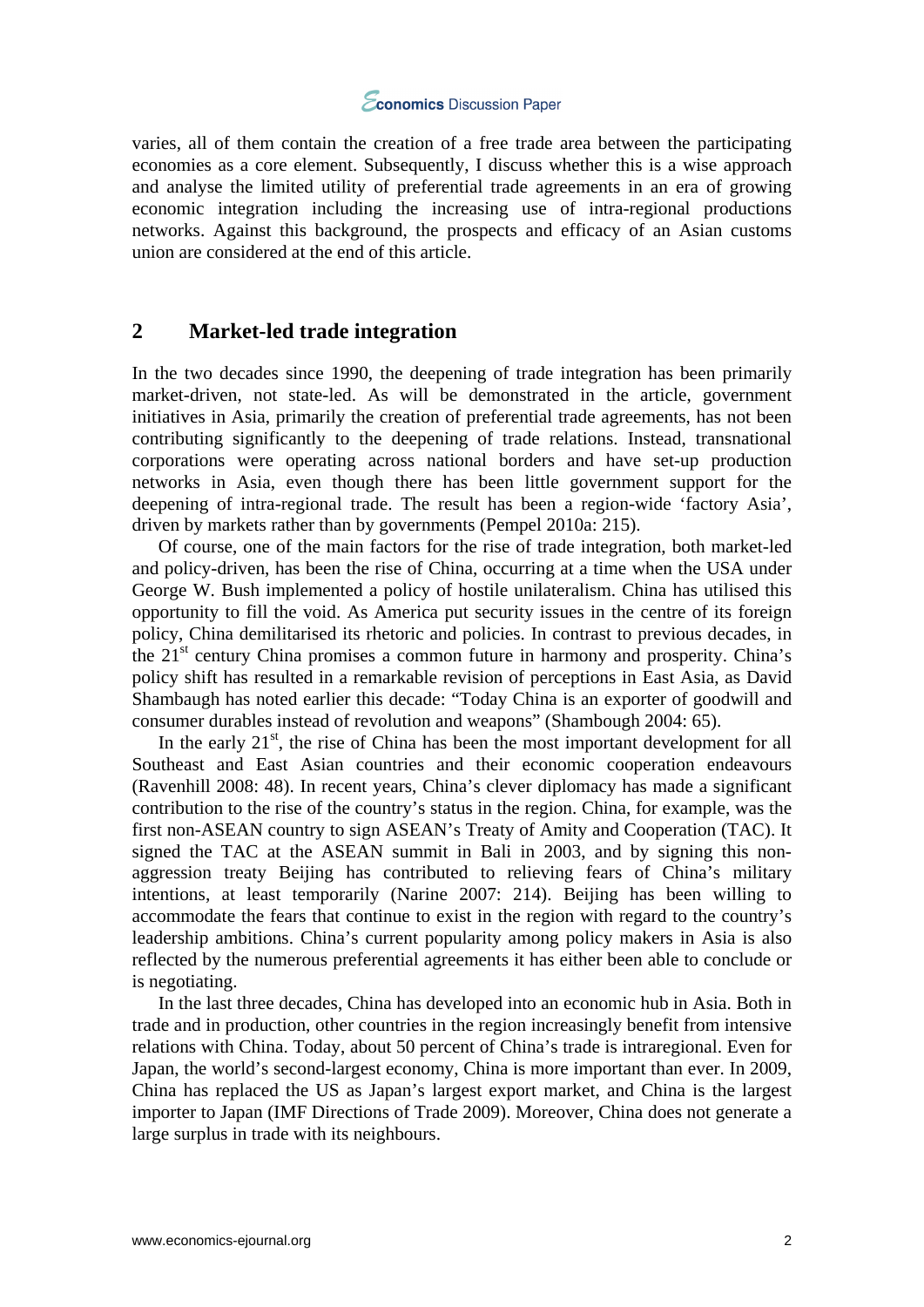varies, all of them contain the creation of a free trade area between the participating economies as a core element. Subsequently, I discuss whether this is a wise approach and analyse the limited utility of preferential trade agreements in an era of growing economic integration including the increasing use of intra-regional productions networks. Against this background, the prospects and efficacy of an Asian customs union are considered at the end of this article.

## 2 Market-led trade integration

In the two decades since 1990, the deepening of trade integration has been primarily market-driven, not state-led. As will be demonstrated in the article, government initiatives in Asia, primarily the creation of preferential trade agreements, has not been contributing significantly to the deepening of trade relations. Instead, transnational corporations were operating across national borders and have set-up production networks in Asia, even though there has been little government support for the deepening of intra-regional trade. The result has been a region-wide 'factory Asia', driven by markets rather than by governments (Pempel 2010a: 215).

Of course, one of the main factors for the rise of trade integration, both market-led and policy-driven, has been the rise of China, occurring at a time when the USA under George W. Bush implemented a policy of hostile unilateralism. China has utilised this opportunity to fill the void. As America put security issues in the centre of its foreign policy, China demilitarised its rhetoric and policies. In contrast to previous decades, in the 21st century China promises a common future in harmony and prosperity. China's policy shift has resulted in a remarkable revision of perceptions in East Asia, as David Shambaugh has noted earlier this decade: "Today China is an exporter of goodwill and consumer durables instead of revolution and weapons" (Shambough 2004: 65).

In the early 21st, the rise of China has been the most important development for all Southeast and East Asian countries and their economic cooperation endeavours (Ravenhill 2008: 48). In recent years, China's clever diplomacy has made a significant contribution to the rise of the country's status in the region. China, for example, was the first non-ASEAN country to sign ASEAN's Treaty of Amity and Cooperation (TAC). It signed the TAC at the ASEAN summit in Bali in 2003, and by signing this non-aggression treaty Beijing has contributed to relieving fears of China's military intentions, at least temporarily (Narine 2007: 214). Beijing has been willing to accommodate the fears that continue to exist in the region with regard to the country's leadership ambitions. China's current popularity among policy makers in Asia is also reflected by the numerous preferential agreements it has either been able to conclude or is negotiating.

In the last three decades, China has developed into an economic hub in Asia. Both in trade and in production, other countries in the region increasingly benefit from intensive relations with China. Today, about 50 percent of China's trade is intraregional. Even for Japan, the world's second-largest economy, China is more important than ever. In 2009, China has replaced the US as Japan's largest export market, and China is the largest importer to Japan (IMF Directions of Trade 2009). Moreover, China does not generate a large surplus in trade with its neighbours.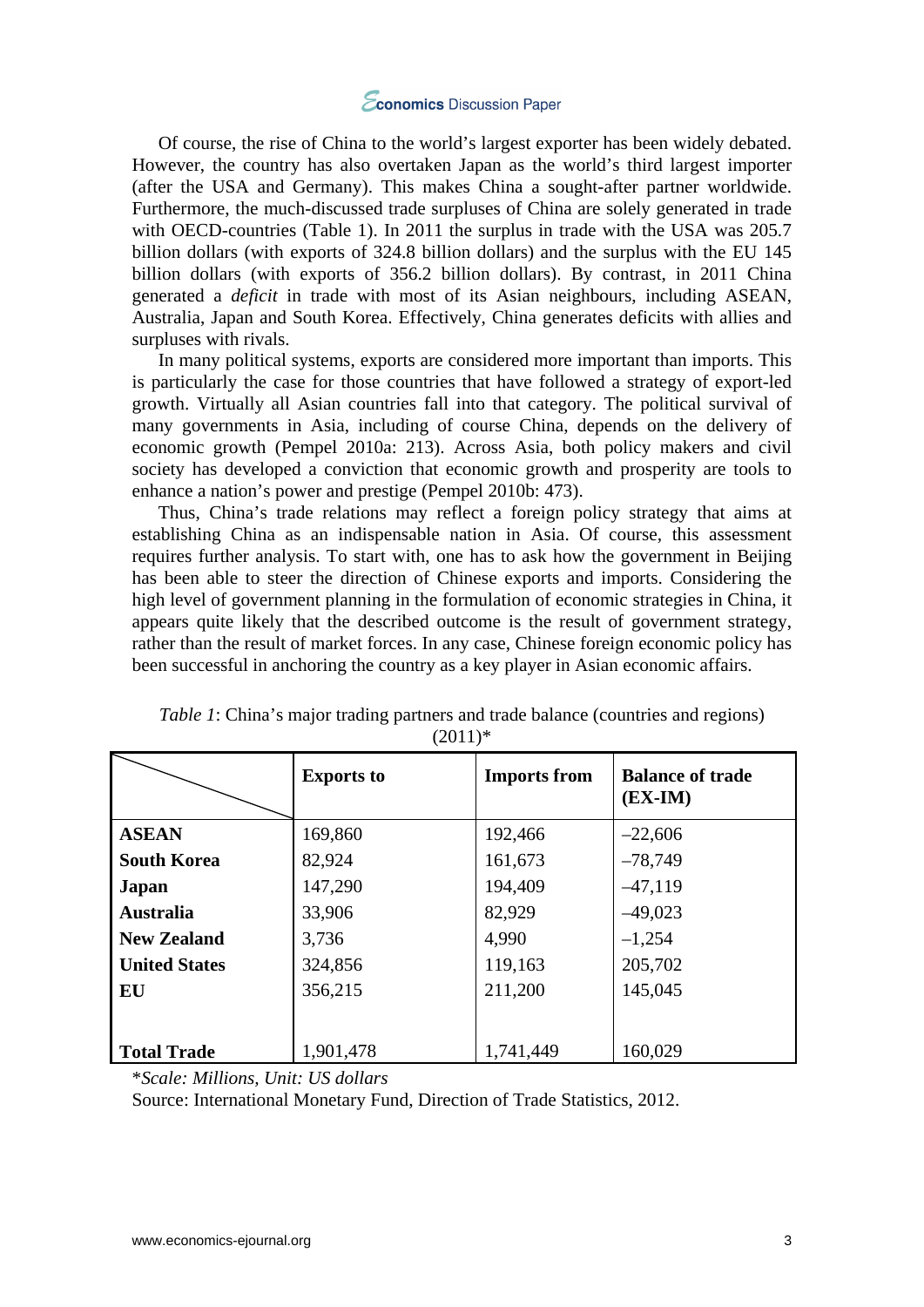Of course, the rise of China to the world's largest exporter has been widely debated. However, the country has also overtaken Japan as the world's third largest importer (after the USA and Germany). This makes China a sought-after partner worldwide. Furthermore, the much-discussed trade surpluses of China are solely generated in trade with OECD-countries (Table 1). In 2011 the surplus in trade with the USA was 205.7 billion dollars (with exports of 324.8 billion dollars) and the surplus with the EU 145 billion dollars (with exports of 356.2 billion dollars). By contrast, in 2011 China generated a *deficit* in trade with most of its Asian neighbours, including ASEAN, Australia, Japan and South Korea. Effectively, China generates deficits with allies and surpluses with rivals.

In many political systems, exports are considered more important than imports. This is particularly the case for those countries that have followed a strategy of export-led growth. Virtually all Asian countries fall into that category. The political survival of many governments in Asia, including of course China, depends on the delivery of economic growth (Pempel 2010a: 213). Across Asia, both policy makers and civil society has developed a conviction that economic growth and prosperity are tools to enhance a nation's power and prestige (Pempel 2010b: 473).

Thus, China's trade relations may reflect a foreign policy strategy that aims at establishing China as an indispensable nation in Asia. Of course, this assessment requires further analysis. To start with, one has to ask how the government in Beijing has been able to steer the direction of Chinese exports and imports. Considering the high level of government planning in the formulation of economic strategies in China, it appears quite likely that the described outcome is the result of government strategy, rather than the result of market forces. In any case, Chinese foreign economic policy has been successful in anchoring the country as a key player in Asian economic affairs.

*Table 1*: China's major trading partners and trade balance (countries and regions) (2011)*

| | **Exports to** | **Imports from** | **Balance of trade (EX-IM)** |
|---|---|---|---|
| **ASEAN** | 169,860 | 192,466 | –22,606 |
| **South Korea** | 82,924 | 161,673 | –78,749 |
| **Japan** | 147,290 | 194,409 | –47,119 |
| **Australia** | 33,906 | 82,929 | –49,023 |
| **New Zealand** | 3,736 | 4,990 | –1,254 |
| **United States** | 324,856 | 119,163 | 205,702 |
| **EU** | 356,215 | 211,200 | 145,045 |
| **Total Trade** | 1,901,478 | 1,741,449 | 160,029 |

*\*Scale: Millions, Unit: US dollars*

Source: International Monetary Fund, Direction of Trade Statistics, 2012.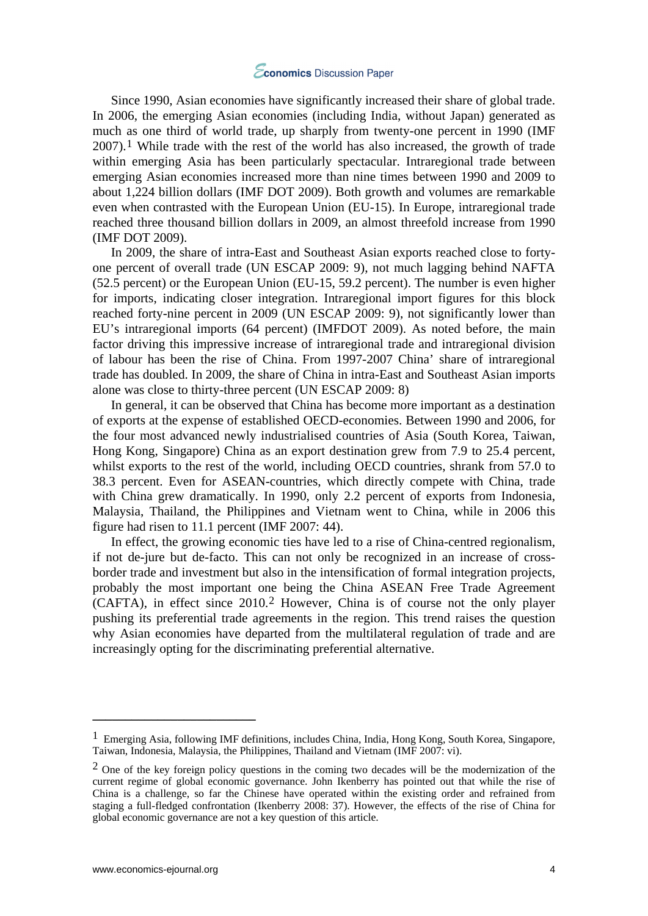Since 1990, Asian economies have significantly increased their share of global trade. In 2006, the emerging Asian economies (including India, without Japan) generated as much as one third of world trade, up sharply from twenty-one percent in 1990 (IMF 2007).[1] While trade with the rest of the world has also increased, the growth of trade within emerging Asia has been particularly spectacular. Intraregional trade between emerging Asian economies increased more than nine times between 1990 and 2009 to about 1,224 billion dollars (IMF DOT 2009). Both growth and volumes are remarkable even when contrasted with the European Union (EU-15). In Europe, intraregional trade reached three thousand billion dollars in 2009, an almost threefold increase from 1990 (IMF DOT 2009).

In 2009, the share of intra-East and Southeast Asian exports reached close to forty-one percent of overall trade (UN ESCAP 2009: 9), not much lagging behind NAFTA (52.5 percent) or the European Union (EU-15, 59.2 percent). The number is even higher for imports, indicating closer integration. Intraregional import figures for this block reached forty-nine percent in 2009 (UN ESCAP 2009: 9), not significantly lower than EU's intraregional imports (64 percent) (IMFDOT 2009). As noted before, the main factor driving this impressive increase of intraregional trade and intraregional division of labour has been the rise of China. From 1997-2007 China' share of intraregional trade has doubled. In 2009, the share of China in intra-East and Southeast Asian imports alone was close to thirty-three percent (UN ESCAP 2009: 8)

In general, it can be observed that China has become more important as a destination of exports at the expense of established OECD-economies. Between 1990 and 2006, for the four most advanced newly industrialised countries of Asia (South Korea, Taiwan, Hong Kong, Singapore) China as an export destination grew from 7.9 to 25.4 percent, whilst exports to the rest of the world, including OECD countries, shrank from 57.0 to 38.3 percent. Even for ASEAN-countries, which directly compete with China, trade with China grew dramatically. In 1990, only 2.2 percent of exports from Indonesia, Malaysia, Thailand, the Philippines and Vietnam went to China, while in 2006 this figure had risen to 11.1 percent (IMF 2007: 44).

In effect, the growing economic ties have led to a rise of China-centred regionalism, if not de-jure but de-facto. This can not only be recognized in an increase of cross-border trade and investment but also in the intensification of formal integration projects, probably the most important one being the China ASEAN Free Trade Agreement (CAFTA), in effect since 2010.[2] However, China is of course not the only player pushing its preferential trade agreements in the region. This trend raises the question why Asian economies have departed from the multilateral regulation of trade and are increasingly opting for the discriminating preferential alternative.

---

[1] Emerging Asia, following IMF definitions, includes China, India, Hong Kong, South Korea, Singapore, Taiwan, Indonesia, Malaysia, the Philippines, Thailand and Vietnam (IMF 2007: vi).

[2] One of the key foreign policy questions in the coming two decades will be the modernization of the current regime of global economic governance. John Ikenberry has pointed out that while the rise of China is a challenge, so far the Chinese have operated within the existing order and refrained from staging a full-fledged confrontation (Ikenberry 2008: 37). However, the effects of the rise of China for global economic governance are not a key question of this article.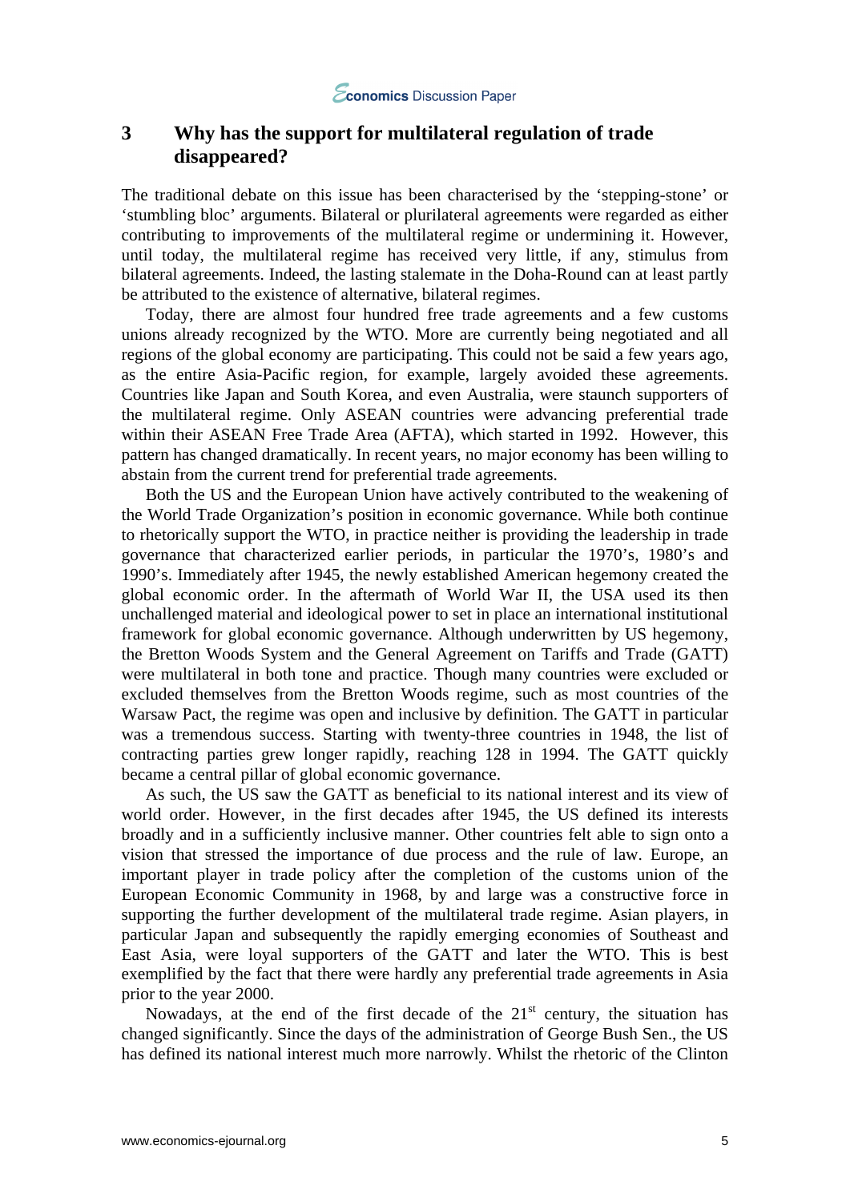## 3 Why has the support for multilateral regulation of trade disappeared?

The traditional debate on this issue has been characterised by the 'stepping-stone' or 'stumbling bloc' arguments. Bilateral or plurilateral agreements were regarded as either contributing to improvements of the multilateral regime or undermining it. However, until today, the multilateral regime has received very little, if any, stimulus from bilateral agreements. Indeed, the lasting stalemate in the Doha-Round can at least partly be attributed to the existence of alternative, bilateral regimes.

Today, there are almost four hundred free trade agreements and a few customs unions already recognized by the WTO. More are currently being negotiated and all regions of the global economy are participating. This could not be said a few years ago, as the entire Asia-Pacific region, for example, largely avoided these agreements. Countries like Japan and South Korea, and even Australia, were staunch supporters of the multilateral regime. Only ASEAN countries were advancing preferential trade within their ASEAN Free Trade Area (AFTA), which started in 1992. However, this pattern has changed dramatically. In recent years, no major economy has been willing to abstain from the current trend for preferential trade agreements.

Both the US and the European Union have actively contributed to the weakening of the World Trade Organization's position in economic governance. While both continue to rhetorically support the WTO, in practice neither is providing the leadership in trade governance that characterized earlier periods, in particular the 1970's, 1980's and 1990's. Immediately after 1945, the newly established American hegemony created the global economic order. In the aftermath of World War II, the USA used its then unchallenged material and ideological power to set in place an international institutional framework for global economic governance. Although underwritten by US hegemony, the Bretton Woods System and the General Agreement on Tariffs and Trade (GATT) were multilateral in both tone and practice. Though many countries were excluded or excluded themselves from the Bretton Woods regime, such as most countries of the Warsaw Pact, the regime was open and inclusive by definition. The GATT in particular was a tremendous success. Starting with twenty-three countries in 1948, the list of contracting parties grew longer rapidly, reaching 128 in 1994. The GATT quickly became a central pillar of global economic governance.

As such, the US saw the GATT as beneficial to its national interest and its view of world order. However, in the first decades after 1945, the US defined its interests broadly and in a sufficiently inclusive manner. Other countries felt able to sign onto a vision that stressed the importance of due process and the rule of law. Europe, an important player in trade policy after the completion of the customs union of the European Economic Community in 1968, by and large was a constructive force in supporting the further development of the multilateral trade regime. Asian players, in particular Japan and subsequently the rapidly emerging economies of Southeast and East Asia, were loyal supporters of the GATT and later the WTO. This is best exemplified by the fact that there were hardly any preferential trade agreements in Asia prior to the year 2000.

Nowadays, at the end of the first decade of the 21st century, the situation has changed significantly. Since the days of the administration of George Bush Sen., the US has defined its national interest much more narrowly. Whilst the rhetoric of the Clinton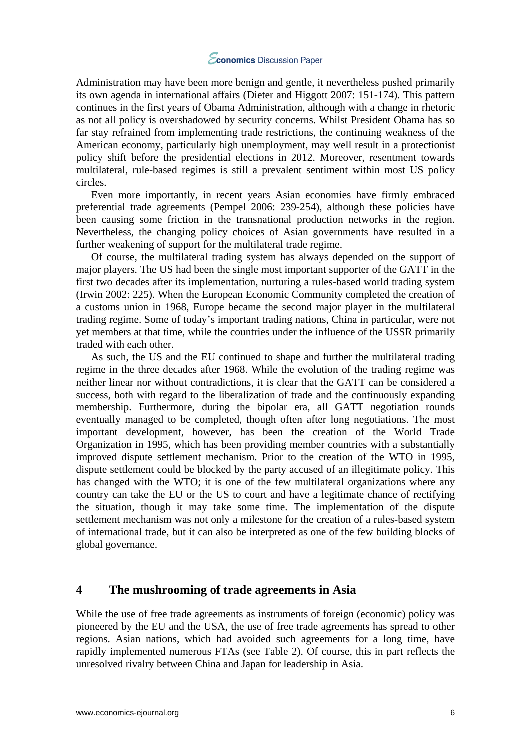Administration may have been more benign and gentle, it nevertheless pushed primarily its own agenda in international affairs (Dieter and Higgott 2007: 151-174). This pattern continues in the first years of Obama Administration, although with a change in rhetoric as not all policy is overshadowed by security concerns. Whilst President Obama has so far stay refrained from implementing trade restrictions, the continuing weakness of the American economy, particularly high unemployment, may well result in a protectionist policy shift before the presidential elections in 2012. Moreover, resentment towards multilateral, rule-based regimes is still a prevalent sentiment within most US policy circles.

Even more importantly, in recent years Asian economies have firmly embraced preferential trade agreements (Pempel 2006: 239-254), although these policies have been causing some friction in the transnational production networks in the region. Nevertheless, the changing policy choices of Asian governments have resulted in a further weakening of support for the multilateral trade regime.

Of course, the multilateral trading system has always depended on the support of major players. The US had been the single most important supporter of the GATT in the first two decades after its implementation, nurturing a rules-based world trading system (Irwin 2002: 225). When the European Economic Community completed the creation of a customs union in 1968, Europe became the second major player in the multilateral trading regime. Some of today's important trading nations, China in particular, were not yet members at that time, while the countries under the influence of the USSR primarily traded with each other.

As such, the US and the EU continued to shape and further the multilateral trading regime in the three decades after 1968. While the evolution of the trading regime was neither linear nor without contradictions, it is clear that the GATT can be considered a success, both with regard to the liberalization of trade and the continuously expanding membership. Furthermore, during the bipolar era, all GATT negotiation rounds eventually managed to be completed, though often after long negotiations. The most important development, however, has been the creation of the World Trade Organization in 1995, which has been providing member countries with a substantially improved dispute settlement mechanism. Prior to the creation of the WTO in 1995, dispute settlement could be blocked by the party accused of an illegitimate policy. This has changed with the WTO; it is one of the few multilateral organizations where any country can take the EU or the US to court and have a legitimate chance of rectifying the situation, though it may take some time. The implementation of the dispute settlement mechanism was not only a milestone for the creation of a rules-based system of international trade, but it can also be interpreted as one of the few building blocks of global governance.

## 4 The mushrooming of trade agreements in Asia

While the use of free trade agreements as instruments of foreign (economic) policy was pioneered by the EU and the USA, the use of free trade agreements has spread to other regions. Asian nations, which had avoided such agreements for a long time, have rapidly implemented numerous FTAs (see Table 2). Of course, this in part reflects the unresolved rivalry between China and Japan for leadership in Asia.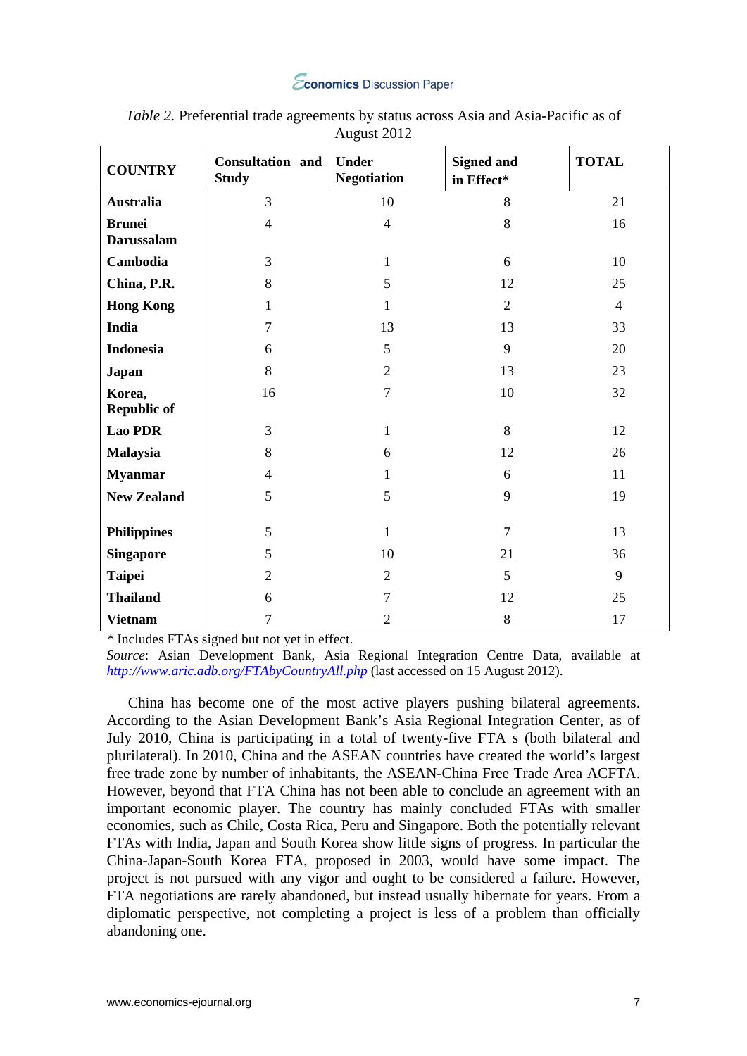*Table 2.* Preferential trade agreements by status across Asia and Asia-Pacific as of August 2012

| COUNTRY | Consultation and Study | Under Negotiation | Signed and in Effect* | TOTAL |
|---|---|---|---|---|
| **Australia** | 3 | 10 | 8 | 21 |
| **Brunei Darussalam** | 4 | 4 | 8 | 16 |
| **Cambodia** | 3 | 1 | 6 | 10 |
| **China, P.R.** | 8 | 5 | 12 | 25 |
| **Hong Kong** | 1 | 1 | 2 | 4 |
| **India** | 7 | 13 | 13 | 33 |
| **Indonesia** | 6 | 5 | 9 | 20 |
| **Japan** | 8 | 2 | 13 | 23 |
| **Korea, Republic of** | 16 | 7 | 10 | 32 |
| **Lao PDR** | 3 | 1 | 8 | 12 |
| **Malaysia** | 8 | 6 | 12 | 26 |
| **Myanmar** | 4 | 1 | 6 | 11 |
| **New Zealand** | 5 | 5 | 9 | 19 |
| **Philippines** | 5 | 1 | 7 | 13 |
| **Singapore** | 5 | 10 | 21 | 36 |
| **Taipei** | 2 | 2 | 5 | 9 |
| **Thailand** | 6 | 7 | 12 | 25 |
| **Vietnam** | 7 | 2 | 8 | 17 |

\* Includes FTAs signed but not yet in effect.

*Source*: Asian Development Bank, Asia Regional Integration Centre Data, available at *http://www.aric.adb.org/FTAbyCountryAll.php* (last accessed on 15 August 2012).

China has become one of the most active players pushing bilateral agreements. According to the Asian Development Bank's Asia Regional Integration Center, as of July 2010, China is participating in a total of twenty-five FTA s (both bilateral and plurilateral). In 2010, China and the ASEAN countries have created the world's largest free trade zone by number of inhabitants, the ASEAN-China Free Trade Area ACFTA. However, beyond that FTA China has not been able to conclude an agreement with an important economic player. The country has mainly concluded FTAs with smaller economies, such as Chile, Costa Rica, Peru and Singapore. Both the potentially relevant FTAs with India, Japan and South Korea show little signs of progress. In particular the China-Japan-South Korea FTA, proposed in 2003, would have some impact. The project is not pursued with any vigor and ought to be considered a failure. However, FTA negotiations are rarely abandoned, but instead usually hibernate for years. From a diplomatic perspective, not completing a project is less of a problem than officially abandoning one.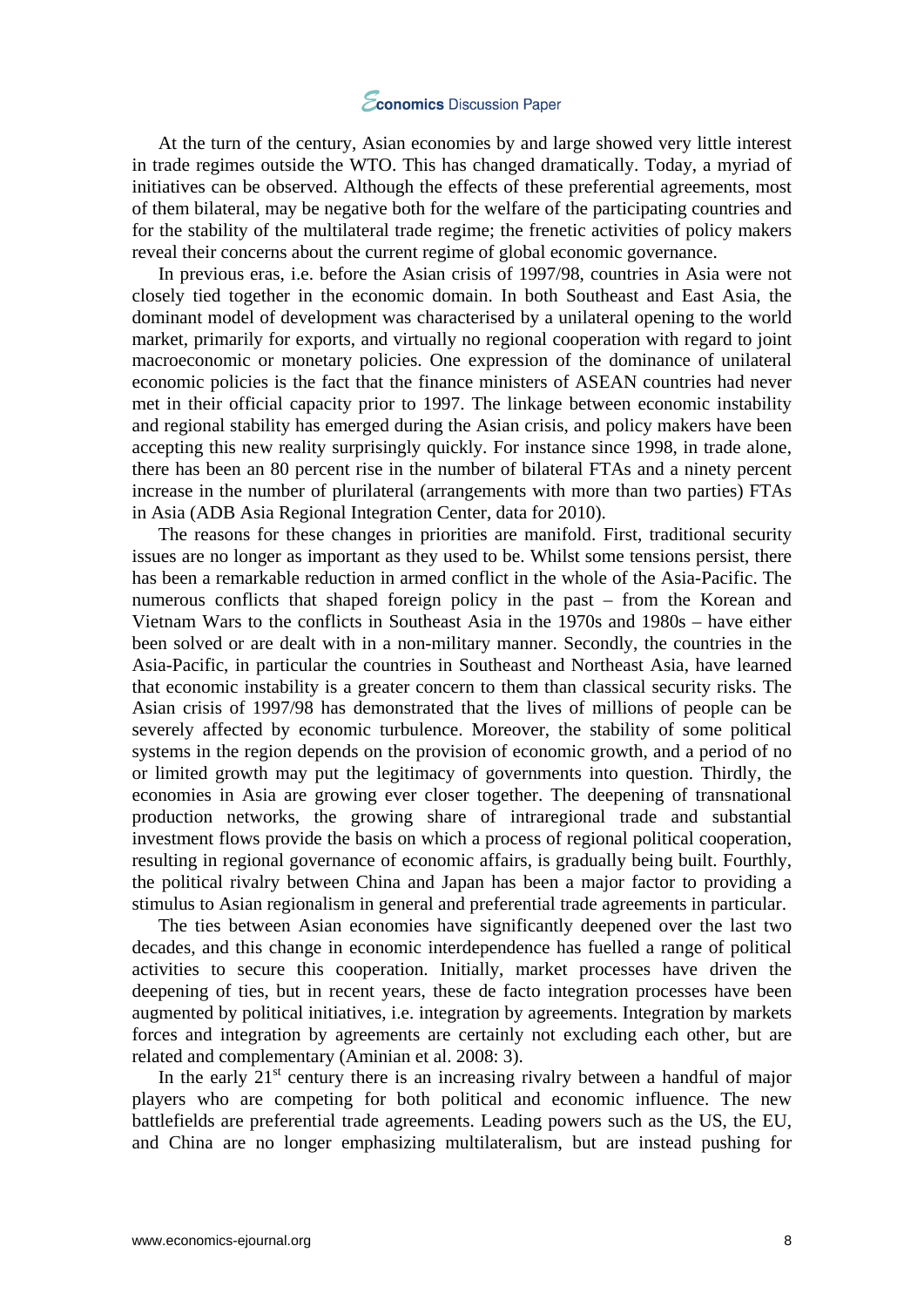At the turn of the century, Asian economies by and large showed very little interest in trade regimes outside the WTO. This has changed dramatically. Today, a myriad of initiatives can be observed. Although the effects of these preferential agreements, most of them bilateral, may be negative both for the welfare of the participating countries and for the stability of the multilateral trade regime; the frenetic activities of policy makers reveal their concerns about the current regime of global economic governance.

In previous eras, i.e. before the Asian crisis of 1997/98, countries in Asia were not closely tied together in the economic domain. In both Southeast and East Asia, the dominant model of development was characterised by a unilateral opening to the world market, primarily for exports, and virtually no regional cooperation with regard to joint macroeconomic or monetary policies. One expression of the dominance of unilateral economic policies is the fact that the finance ministers of ASEAN countries had never met in their official capacity prior to 1997. The linkage between economic instability and regional stability has emerged during the Asian crisis, and policy makers have been accepting this new reality surprisingly quickly. For instance since 1998, in trade alone, there has been an 80 percent rise in the number of bilateral FTAs and a ninety percent increase in the number of plurilateral (arrangements with more than two parties) FTAs in Asia (ADB Asia Regional Integration Center, data for 2010).

The reasons for these changes in priorities are manifold. First, traditional security issues are no longer as important as they used to be. Whilst some tensions persist, there has been a remarkable reduction in armed conflict in the whole of the Asia-Pacific. The numerous conflicts that shaped foreign policy in the past – from the Korean and Vietnam Wars to the conflicts in Southeast Asia in the 1970s and 1980s – have either been solved or are dealt with in a non-military manner. Secondly, the countries in the Asia-Pacific, in particular the countries in Southeast and Northeast Asia, have learned that economic instability is a greater concern to them than classical security risks. The Asian crisis of 1997/98 has demonstrated that the lives of millions of people can be severely affected by economic turbulence. Moreover, the stability of some political systems in the region depends on the provision of economic growth, and a period of no or limited growth may put the legitimacy of governments into question. Thirdly, the economies in Asia are growing ever closer together. The deepening of transnational production networks, the growing share of intraregional trade and substantial investment flows provide the basis on which a process of regional political cooperation, resulting in regional governance of economic affairs, is gradually being built. Fourthly, the political rivalry between China and Japan has been a major factor to providing a stimulus to Asian regionalism in general and preferential trade agreements in particular.

The ties between Asian economies have significantly deepened over the last two decades, and this change in economic interdependence has fuelled a range of political activities to secure this cooperation. Initially, market processes have driven the deepening of ties, but in recent years, these de facto integration processes have been augmented by political initiatives, i.e. integration by agreements. Integration by markets forces and integration by agreements are certainly not excluding each other, but are related and complementary (Aminian et al. 2008: 3).

In the early 21st century there is an increasing rivalry between a handful of major players who are competing for both political and economic influence. The new battlefields are preferential trade agreements. Leading powers such as the US, the EU, and China are no longer emphasizing multilateralism, but are instead pushing for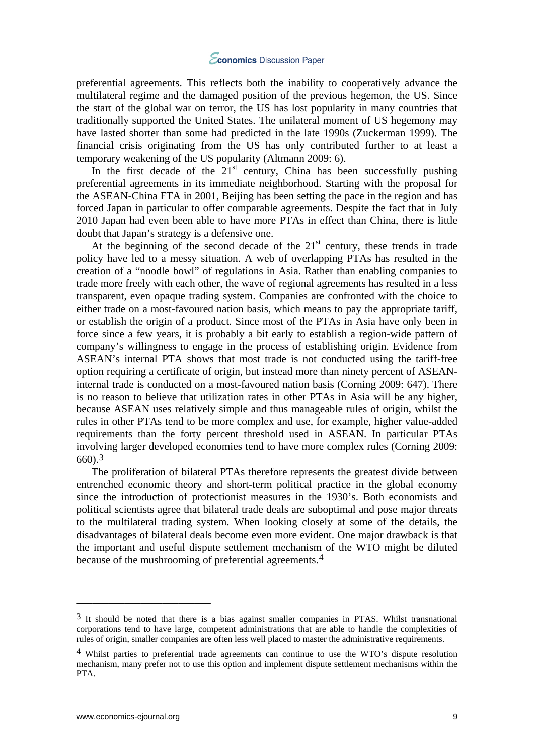preferential agreements. This reflects both the inability to cooperatively advance the multilateral regime and the damaged position of the previous hegemon, the US. Since the start of the global war on terror, the US has lost popularity in many countries that traditionally supported the United States. The unilateral moment of US hegemony may have lasted shorter than some had predicted in the late 1990s (Zuckerman 1999). The financial crisis originating from the US has only contributed further to at least a temporary weakening of the US popularity (Altmann 2009: 6).

In the first decade of the 21st century, China has been successfully pushing preferential agreements in its immediate neighborhood. Starting with the proposal for the ASEAN-China FTA in 2001, Beijing has been setting the pace in the region and has forced Japan in particular to offer comparable agreements. Despite the fact that in July 2010 Japan had even been able to have more PTAs in effect than China, there is little doubt that Japan's strategy is a defensive one.

At the beginning of the second decade of the 21st century, these trends in trade policy have led to a messy situation. A web of overlapping PTAs has resulted in the creation of a "noodle bowl" of regulations in Asia. Rather than enabling companies to trade more freely with each other, the wave of regional agreements has resulted in a less transparent, even opaque trading system. Companies are confronted with the choice to either trade on a most-favoured nation basis, which means to pay the appropriate tariff, or establish the origin of a product. Since most of the PTAs in Asia have only been in force since a few years, it is probably a bit early to establish a region-wide pattern of company's willingness to engage in the process of establishing origin. Evidence from ASEAN's internal PTA shows that most trade is not conducted using the tariff-free option requiring a certificate of origin, but instead more than ninety percent of ASEAN-internal trade is conducted on a most-favoured nation basis (Corning 2009: 647). There is no reason to believe that utilization rates in other PTAs in Asia will be any higher, because ASEAN uses relatively simple and thus manageable rules of origin, whilst the rules in other PTAs tend to be more complex and use, for example, higher value-added requirements than the forty percent threshold used in ASEAN. In particular PTAs involving larger developed economies tend to have more complex rules (Corning 2009: 660).[3]

The proliferation of bilateral PTAs therefore represents the greatest divide between entrenched economic theory and short-term political practice in the global economy since the introduction of protectionist measures in the 1930's. Both economists and political scientists agree that bilateral trade deals are suboptimal and pose major threats to the multilateral trading system. When looking closely at some of the details, the disadvantages of bilateral deals become even more evident. One major drawback is that the important and useful dispute settlement mechanism of the WTO might be diluted because of the mushrooming of preferential agreements.[4]

---

[3] It should be noted that there is a bias against smaller companies in PTAS. Whilst transnational corporations tend to have large, competent administrations that are able to handle the complexities of rules of origin, smaller companies are often less well placed to master the administrative requirements.

[4] Whilst parties to preferential trade agreements can continue to use the WTO's dispute resolution mechanism, many prefer not to use this option and implement dispute settlement mechanisms within the PTA.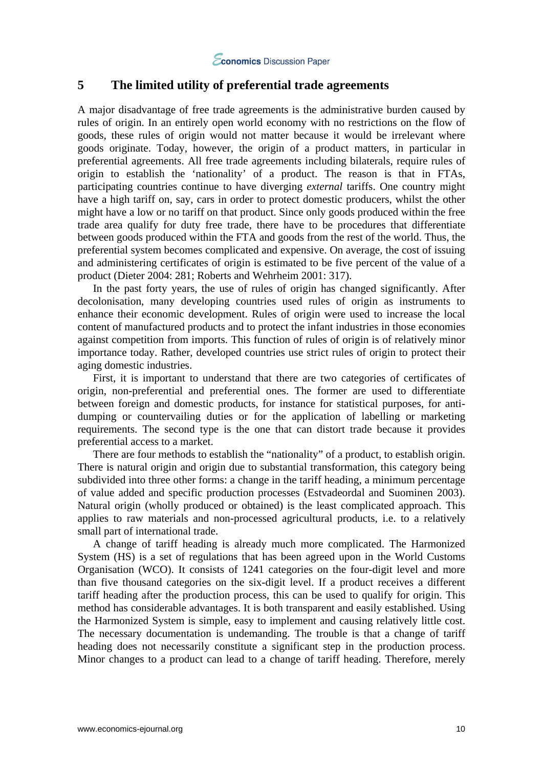## 5 The limited utility of preferential trade agreements

A major disadvantage of free trade agreements is the administrative burden caused by rules of origin. In an entirely open world economy with no restrictions on the flow of goods, these rules of origin would not matter because it would be irrelevant where goods originate. Today, however, the origin of a product matters, in particular in preferential agreements. All free trade agreements including bilaterals, require rules of origin to establish the 'nationality' of a product. The reason is that in FTAs, participating countries continue to have diverging *external* tariffs. One country might have a high tariff on, say, cars in order to protect domestic producers, whilst the other might have a low or no tariff on that product. Since only goods produced within the free trade area qualify for duty free trade, there have to be procedures that differentiate between goods produced within the FTA and goods from the rest of the world. Thus, the preferential system becomes complicated and expensive. On average, the cost of issuing and administering certificates of origin is estimated to be five percent of the value of a product (Dieter 2004: 281; Roberts and Wehrheim 2001: 317).

In the past forty years, the use of rules of origin has changed significantly. After decolonisation, many developing countries used rules of origin as instruments to enhance their economic development. Rules of origin were used to increase the local content of manufactured products and to protect the infant industries in those economies against competition from imports. This function of rules of origin is of relatively minor importance today. Rather, developed countries use strict rules of origin to protect their aging domestic industries.

First, it is important to understand that there are two categories of certificates of origin, non-preferential and preferential ones. The former are used to differentiate between foreign and domestic products, for instance for statistical purposes, for anti-dumping or countervailing duties or for the application of labelling or marketing requirements. The second type is the one that can distort trade because it provides preferential access to a market.

There are four methods to establish the "nationality" of a product, to establish origin. There is natural origin and origin due to substantial transformation, this category being subdivided into three other forms: a change in the tariff heading, a minimum percentage of value added and specific production processes (Estvadeordal and Suominen 2003). Natural origin (wholly produced or obtained) is the least complicated approach. This applies to raw materials and non-processed agricultural products, i.e. to a relatively small part of international trade.

A change of tariff heading is already much more complicated. The Harmonized System (HS) is a set of regulations that has been agreed upon in the World Customs Organisation (WCO). It consists of 1241 categories on the four-digit level and more than five thousand categories on the six-digit level. If a product receives a different tariff heading after the production process, this can be used to qualify for origin. This method has considerable advantages. It is both transparent and easily established. Using the Harmonized System is simple, easy to implement and causing relatively little cost. The necessary documentation is undemanding. The trouble is that a change of tariff heading does not necessarily constitute a significant step in the production process. Minor changes to a product can lead to a change of tariff heading. Therefore, merely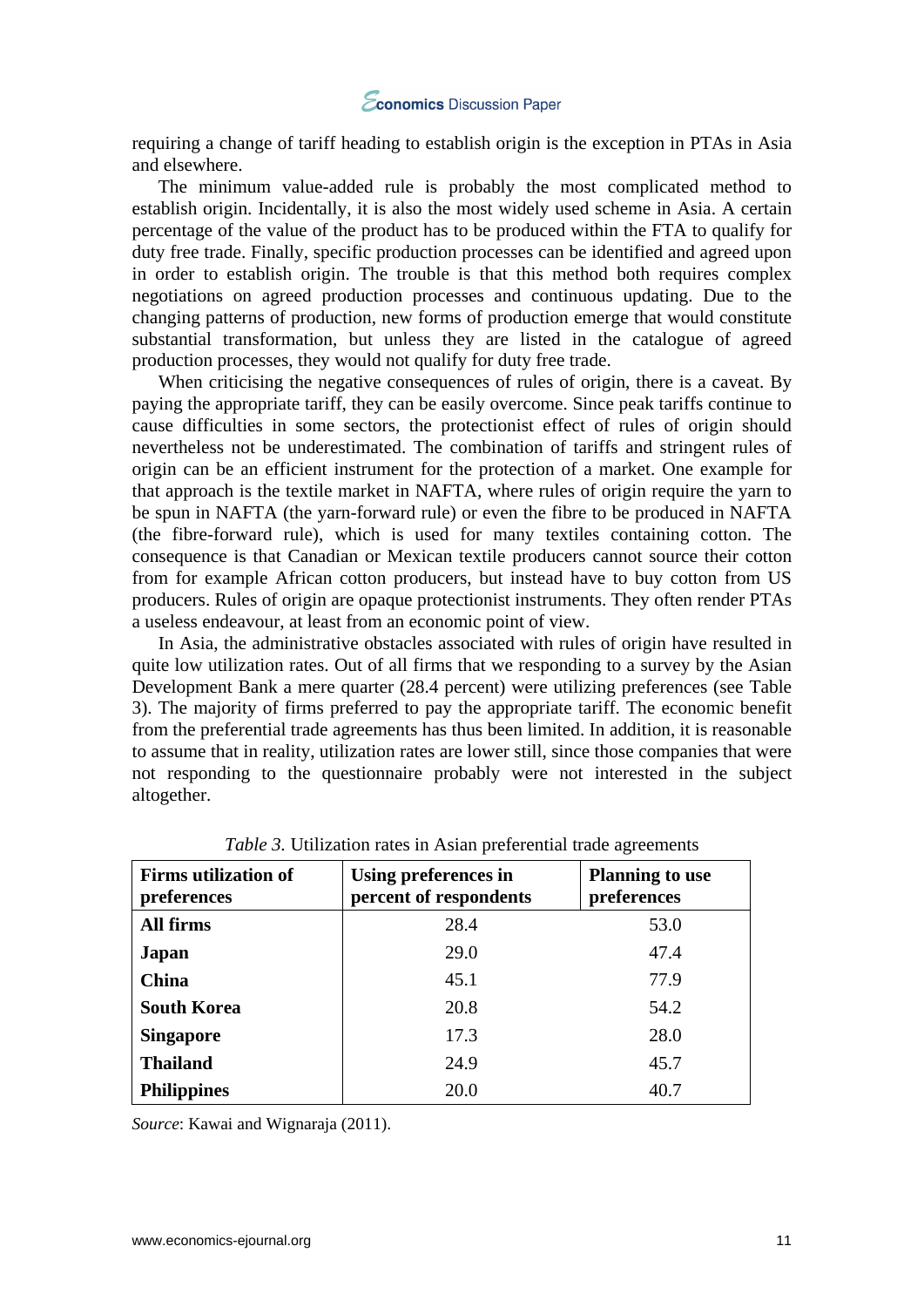requiring a change of tariff heading to establish origin is the exception in PTAs in Asia and elsewhere.

The minimum value-added rule is probably the most complicated method to establish origin. Incidentally, it is also the most widely used scheme in Asia. A certain percentage of the value of the product has to be produced within the FTA to qualify for duty free trade. Finally, specific production processes can be identified and agreed upon in order to establish origin. The trouble is that this method both requires complex negotiations on agreed production processes and continuous updating. Due to the changing patterns of production, new forms of production emerge that would constitute substantial transformation, but unless they are listed in the catalogue of agreed production processes, they would not qualify for duty free trade.

When criticising the negative consequences of rules of origin, there is a caveat. By paying the appropriate tariff, they can be easily overcome. Since peak tariffs continue to cause difficulties in some sectors, the protectionist effect of rules of origin should nevertheless not be underestimated. The combination of tariffs and stringent rules of origin can be an efficient instrument for the protection of a market. One example for that approach is the textile market in NAFTA, where rules of origin require the yarn to be spun in NAFTA (the yarn-forward rule) or even the fibre to be produced in NAFTA (the fibre-forward rule), which is used for many textiles containing cotton. The consequence is that Canadian or Mexican textile producers cannot source their cotton from for example African cotton producers, but instead have to buy cotton from US producers. Rules of origin are opaque protectionist instruments. They often render PTAs a useless endeavour, at least from an economic point of view.

In Asia, the administrative obstacles associated with rules of origin have resulted in quite low utilization rates. Out of all firms that we responding to a survey by the Asian Development Bank a mere quarter (28.4 percent) were utilizing preferences (see Table 3). The majority of firms preferred to pay the appropriate tariff. The economic benefit from the preferential trade agreements has thus been limited. In addition, it is reasonable to assume that in reality, utilization rates are lower still, since those companies that were not responding to the questionnaire probably were not interested in the subject altogether.

*Table 3.* Utilization rates in Asian preferential trade agreements

| **Firms utilization of preferences** | **Using preferences in percent of respondents** | **Planning to use preferences** |
|---|---|---|
| **All firms** | 28.4 | 53.0 |
| **Japan** | 29.0 | 47.4 |
| **China** | 45.1 | 77.9 |
| **South Korea** | 20.8 | 54.2 |
| **Singapore** | 17.3 | 28.0 |
| **Thailand** | 24.9 | 45.7 |
| **Philippines** | 20.0 | 40.7 |

*Source*: Kawai and Wignaraja (2011).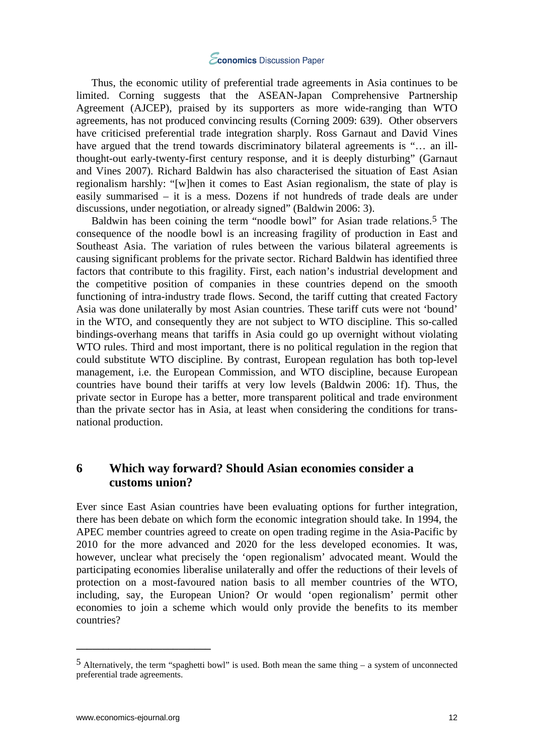Thus, the economic utility of preferential trade agreements in Asia continues to be limited. Corning suggests that the ASEAN-Japan Comprehensive Partnership Agreement (AJCEP), praised by its supporters as more wide-ranging than WTO agreements, has not produced convincing results (Corning 2009: 639). Other observers have criticised preferential trade integration sharply. Ross Garnaut and David Vines have argued that the trend towards discriminatory bilateral agreements is "… an ill-thought-out early-twenty-first century response, and it is deeply disturbing" (Garnaut and Vines 2007). Richard Baldwin has also characterised the situation of East Asian regionalism harshly: "[w]hen it comes to East Asian regionalism, the state of play is easily summarised – it is a mess. Dozens if not hundreds of trade deals are under discussions, under negotiation, or already signed" (Baldwin 2006: 3).

Baldwin has been coining the term "noodle bowl" for Asian trade relations.[5] The consequence of the noodle bowl is an increasing fragility of production in East and Southeast Asia. The variation of rules between the various bilateral agreements is causing significant problems for the private sector. Richard Baldwin has identified three factors that contribute to this fragility. First, each nation's industrial development and the competitive position of companies in these countries depend on the smooth functioning of intra-industry trade flows. Second, the tariff cutting that created Factory Asia was done unilaterally by most Asian countries. These tariff cuts were not 'bound' in the WTO, and consequently they are not subject to WTO discipline. This so-called bindings-overhang means that tariffs in Asia could go up overnight without violating WTO rules. Third and most important, there is no political regulation in the region that could substitute WTO discipline. By contrast, European regulation has both top-level management, i.e. the European Commission, and WTO discipline, because European countries have bound their tariffs at very low levels (Baldwin 2006: 1f). Thus, the private sector in Europe has a better, more transparent political and trade environment than the private sector has in Asia, at least when considering the conditions for trans-national production.

## 6 Which way forward? Should Asian economies consider a customs union?

Ever since East Asian countries have been evaluating options for further integration, there has been debate on which form the economic integration should take. In 1994, the APEC member countries agreed to create on open trading regime in the Asia-Pacific by 2010 for the more advanced and 2020 for the less developed economies. It was, however, unclear what precisely the 'open regionalism' advocated meant. Would the participating economies liberalise unilaterally and offer the reductions of their levels of protection on a most-favoured nation basis to all member countries of the WTO, including, say, the European Union? Or would 'open regionalism' permit other economies to join a scheme which would only provide the benefits to its member countries?

---

[5] Alternatively, the term "spaghetti bowl" is used. Both mean the same thing – a system of unconnected preferential trade agreements.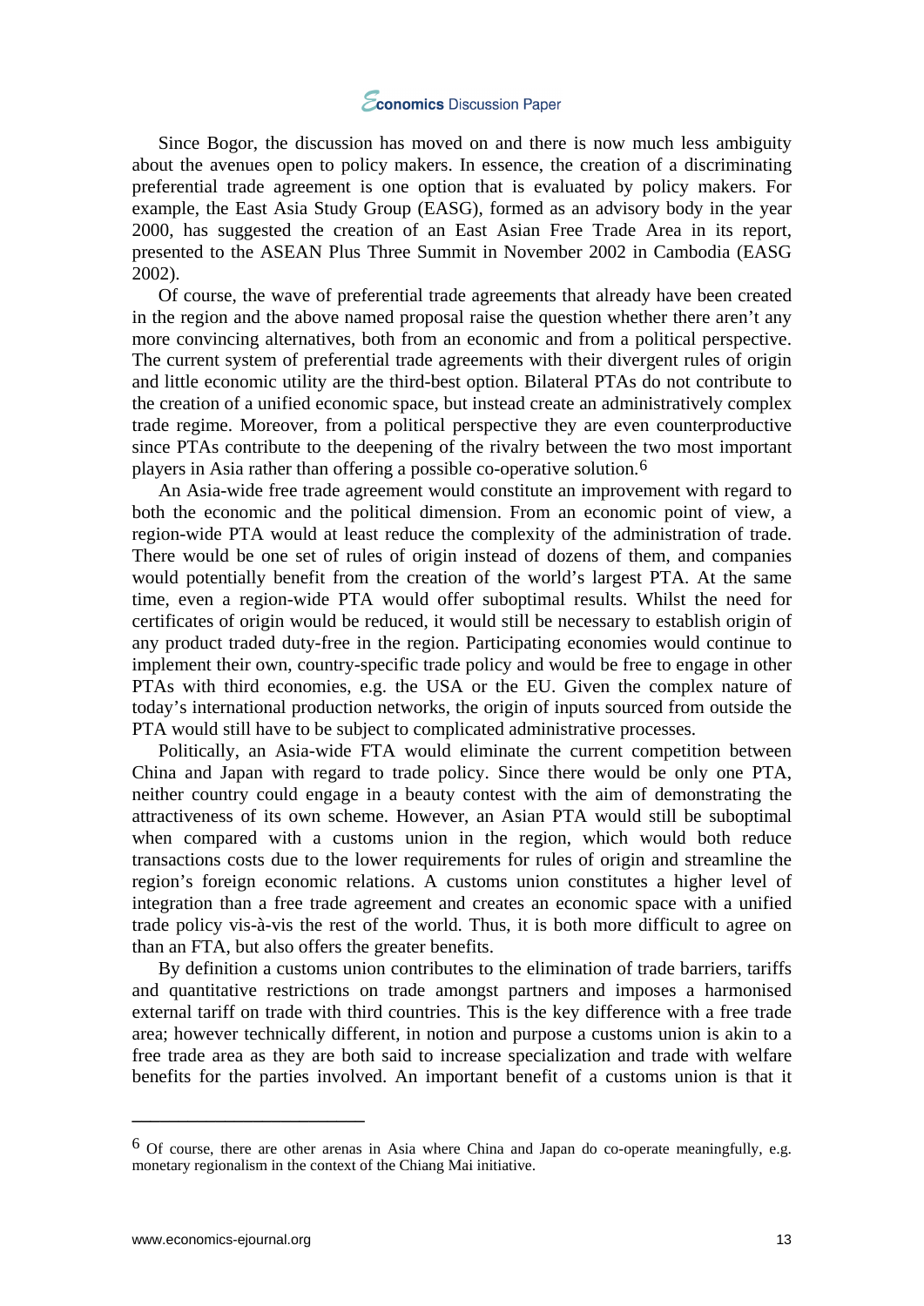Since Bogor, the discussion has moved on and there is now much less ambiguity about the avenues open to policy makers. In essence, the creation of a discriminating preferential trade agreement is one option that is evaluated by policy makers. For example, the East Asia Study Group (EASG), formed as an advisory body in the year 2000, has suggested the creation of an East Asian Free Trade Area in its report, presented to the ASEAN Plus Three Summit in November 2002 in Cambodia (EASG 2002).

Of course, the wave of preferential trade agreements that already have been created in the region and the above named proposal raise the question whether there aren't any more convincing alternatives, both from an economic and from a political perspective. The current system of preferential trade agreements with their divergent rules of origin and little economic utility are the third-best option. Bilateral PTAs do not contribute to the creation of a unified economic space, but instead create an administratively complex trade regime. Moreover, from a political perspective they are even counterproductive since PTAs contribute to the deepening of the rivalry between the two most important players in Asia rather than offering a possible co-operative solution.[6]

An Asia-wide free trade agreement would constitute an improvement with regard to both the economic and the political dimension. From an economic point of view, a region-wide PTA would at least reduce the complexity of the administration of trade. There would be one set of rules of origin instead of dozens of them, and companies would potentially benefit from the creation of the world's largest PTA. At the same time, even a region-wide PTA would offer suboptimal results. Whilst the need for certificates of origin would be reduced, it would still be necessary to establish origin of any product traded duty-free in the region. Participating economies would continue to implement their own, country-specific trade policy and would be free to engage in other PTAs with third economies, e.g. the USA or the EU. Given the complex nature of today's international production networks, the origin of inputs sourced from outside the PTA would still have to be subject to complicated administrative processes.

Politically, an Asia-wide FTA would eliminate the current competition between China and Japan with regard to trade policy. Since there would be only one PTA, neither country could engage in a beauty contest with the aim of demonstrating the attractiveness of its own scheme. However, an Asian PTA would still be suboptimal when compared with a customs union in the region, which would both reduce transactions costs due to the lower requirements for rules of origin and streamline the region's foreign economic relations. A customs union constitutes a higher level of integration than a free trade agreement and creates an economic space with a unified trade policy vis-à-vis the rest of the world. Thus, it is both more difficult to agree on than an FTA, but also offers the greater benefits.

By definition a customs union contributes to the elimination of trade barriers, tariffs and quantitative restrictions on trade amongst partners and imposes a harmonised external tariff on trade with third countries. This is the key difference with a free trade area; however technically different, in notion and purpose a customs union is akin to a free trade area as they are both said to increase specialization and trade with welfare benefits for the parties involved. An important benefit of a customs union is that it

---

[6] Of course, there are other arenas in Asia where China and Japan do co-operate meaningfully, e.g. monetary regionalism in the context of the Chiang Mai initiative.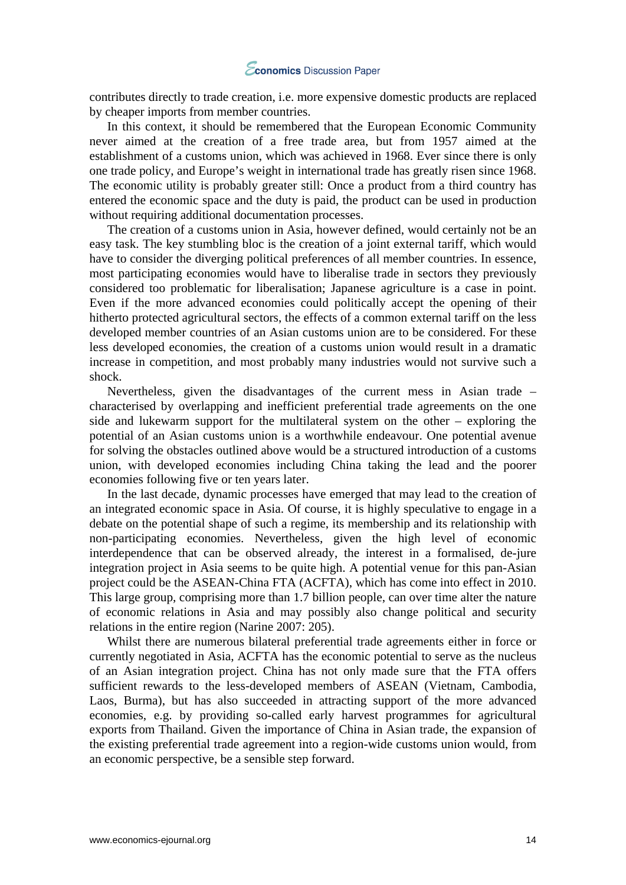contributes directly to trade creation, i.e. more expensive domestic products are replaced by cheaper imports from member countries.

In this context, it should be remembered that the European Economic Community never aimed at the creation of a free trade area, but from 1957 aimed at the establishment of a customs union, which was achieved in 1968. Ever since there is only one trade policy, and Europe's weight in international trade has greatly risen since 1968. The economic utility is probably greater still: Once a product from a third country has entered the economic space and the duty is paid, the product can be used in production without requiring additional documentation processes.

The creation of a customs union in Asia, however defined, would certainly not be an easy task. The key stumbling bloc is the creation of a joint external tariff, which would have to consider the diverging political preferences of all member countries. In essence, most participating economies would have to liberalise trade in sectors they previously considered too problematic for liberalisation; Japanese agriculture is a case in point. Even if the more advanced economies could politically accept the opening of their hitherto protected agricultural sectors, the effects of a common external tariff on the less developed member countries of an Asian customs union are to be considered. For these less developed economies, the creation of a customs union would result in a dramatic increase in competition, and most probably many industries would not survive such a shock.

Nevertheless, given the disadvantages of the current mess in Asian trade – characterised by overlapping and inefficient preferential trade agreements on the one side and lukewarm support for the multilateral system on the other – exploring the potential of an Asian customs union is a worthwhile endeavour. One potential avenue for solving the obstacles outlined above would be a structured introduction of a customs union, with developed economies including China taking the lead and the poorer economies following five or ten years later.

In the last decade, dynamic processes have emerged that may lead to the creation of an integrated economic space in Asia. Of course, it is highly speculative to engage in a debate on the potential shape of such a regime, its membership and its relationship with non-participating economies. Nevertheless, given the high level of economic interdependence that can be observed already, the interest in a formalised, de-jure integration project in Asia seems to be quite high. A potential venue for this pan-Asian project could be the ASEAN-China FTA (ACFTA), which has come into effect in 2010. This large group, comprising more than 1.7 billion people, can over time alter the nature of economic relations in Asia and may possibly also change political and security relations in the entire region (Narine 2007: 205).

Whilst there are numerous bilateral preferential trade agreements either in force or currently negotiated in Asia, ACFTA has the economic potential to serve as the nucleus of an Asian integration project. China has not only made sure that the FTA offers sufficient rewards to the less-developed members of ASEAN (Vietnam, Cambodia, Laos, Burma), but has also succeeded in attracting support of the more advanced economies, e.g. by providing so-called early harvest programmes for agricultural exports from Thailand. Given the importance of China in Asian trade, the expansion of the existing preferential trade agreement into a region-wide customs union would, from an economic perspective, be a sensible step forward.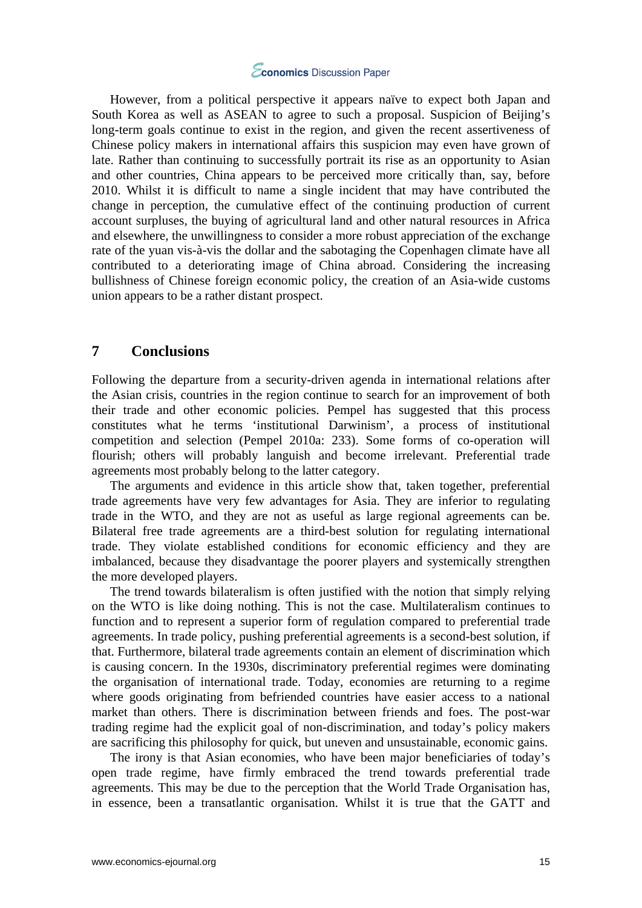However, from a political perspective it appears naïve to expect both Japan and South Korea as well as ASEAN to agree to such a proposal. Suspicion of Beijing's long-term goals continue to exist in the region, and given the recent assertiveness of Chinese policy makers in international affairs this suspicion may even have grown of late. Rather than continuing to successfully portrait its rise as an opportunity to Asian and other countries, China appears to be perceived more critically than, say, before 2010. Whilst it is difficult to name a single incident that may have contributed the change in perception, the cumulative effect of the continuing production of current account surpluses, the buying of agricultural land and other natural resources in Africa and elsewhere, the unwillingness to consider a more robust appreciation of the exchange rate of the yuan vis-à-vis the dollar and the sabotaging the Copenhagen climate have all contributed to a deteriorating image of China abroad. Considering the increasing bullishness of Chinese foreign economic policy, the creation of an Asia-wide customs union appears to be a rather distant prospect.

## 7 Conclusions

Following the departure from a security-driven agenda in international relations after the Asian crisis, countries in the region continue to search for an improvement of both their trade and other economic policies. Pempel has suggested that this process constitutes what he terms 'institutional Darwinism', a process of institutional competition and selection (Pempel 2010a: 233). Some forms of co-operation will flourish; others will probably languish and become irrelevant. Preferential trade agreements most probably belong to the latter category.

The arguments and evidence in this article show that, taken together, preferential trade agreements have very few advantages for Asia. They are inferior to regulating trade in the WTO, and they are not as useful as large regional agreements can be. Bilateral free trade agreements are a third-best solution for regulating international trade. They violate established conditions for economic efficiency and they are imbalanced, because they disadvantage the poorer players and systemically strengthen the more developed players.

The trend towards bilateralism is often justified with the notion that simply relying on the WTO is like doing nothing. This is not the case. Multilateralism continues to function and to represent a superior form of regulation compared to preferential trade agreements. In trade policy, pushing preferential agreements is a second-best solution, if that. Furthermore, bilateral trade agreements contain an element of discrimination which is causing concern. In the 1930s, discriminatory preferential regimes were dominating the organisation of international trade. Today, economies are returning to a regime where goods originating from befriended countries have easier access to a national market than others. There is discrimination between friends and foes. The post-war trading regime had the explicit goal of non-discrimination, and today's policy makers are sacrificing this philosophy for quick, but uneven and unsustainable, economic gains.

The irony is that Asian economies, who have been major beneficiaries of today's open trade regime, have firmly embraced the trend towards preferential trade agreements. This may be due to the perception that the World Trade Organisation has, in essence, been a transatlantic organisation. Whilst it is true that the GATT and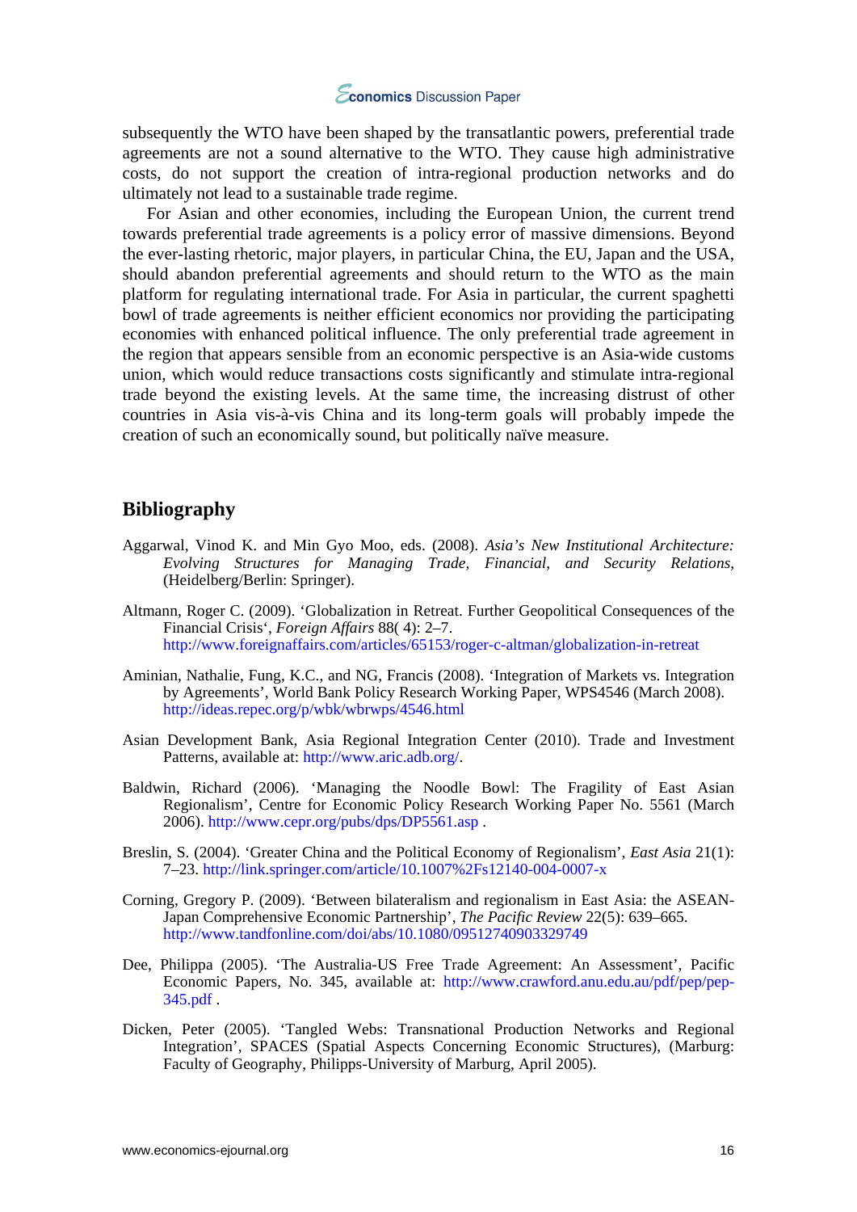subsequently the WTO have been shaped by the transatlantic powers, preferential trade agreements are not a sound alternative to the WTO. They cause high administrative costs, do not support the creation of intra-regional production networks and do ultimately not lead to a sustainable trade regime.

For Asian and other economies, including the European Union, the current trend towards preferential trade agreements is a policy error of massive dimensions. Beyond the ever-lasting rhetoric, major players, in particular China, the EU, Japan and the USA, should abandon preferential agreements and should return to the WTO as the main platform for regulating international trade. For Asia in particular, the current spaghetti bowl of trade agreements is neither efficient economics nor providing the participating economies with enhanced political influence. The only preferential trade agreement in the region that appears sensible from an economic perspective is an Asia-wide customs union, which would reduce transactions costs significantly and stimulate intra-regional trade beyond the existing levels. At the same time, the increasing distrust of other countries in Asia vis-à-vis China and its long-term goals will probably impede the creation of such an economically sound, but politically naïve measure.

## Bibliography

Aggarwal, Vinod K. and Min Gyo Moo, eds. (2008). *Asia's New Institutional Architecture: Evolving Structures for Managing Trade, Financial, and Security Relations*, (Heidelberg/Berlin: Springer).

Altmann, Roger C. (2009). 'Globalization in Retreat. Further Geopolitical Consequences of the Financial Crisis', *Foreign Affairs* 88( 4): 2–7. http://www.foreignaffairs.com/articles/65153/roger-c-altman/globalization-in-retreat

Aminian, Nathalie, Fung, K.C., and NG, Francis (2008). 'Integration of Markets vs. Integration by Agreements', World Bank Policy Research Working Paper, WPS4546 (March 2008). http://ideas.repec.org/p/wbk/wbrwps/4546.html

Asian Development Bank, Asia Regional Integration Center (2010). Trade and Investment Patterns, available at: http://www.aric.adb.org/.

Baldwin, Richard (2006). 'Managing the Noodle Bowl: The Fragility of East Asian Regionalism', Centre for Economic Policy Research Working Paper No. 5561 (March 2006). http://www.cepr.org/pubs/dps/DP5561.asp .

Breslin, S. (2004). 'Greater China and the Political Economy of Regionalism', *East Asia* 21(1): 7–23. http://link.springer.com/article/10.1007%2Fs12140-004-0007-x

Corning, Gregory P. (2009). 'Between bilateralism and regionalism in East Asia: the ASEAN-Japan Comprehensive Economic Partnership', *The Pacific Review* 22(5): 639–665. http://www.tandfonline.com/doi/abs/10.1080/09512740903329749

Dee, Philippa (2005). 'The Australia-US Free Trade Agreement: An Assessment', Pacific Economic Papers, No. 345, available at: http://www.crawford.anu.edu.au/pdf/pep/pep-345.pdf .

Dicken, Peter (2005). 'Tangled Webs: Transnational Production Networks and Regional Integration', SPACES (Spatial Aspects Concerning Economic Structures), (Marburg: Faculty of Geography, Philipps-University of Marburg, April 2005).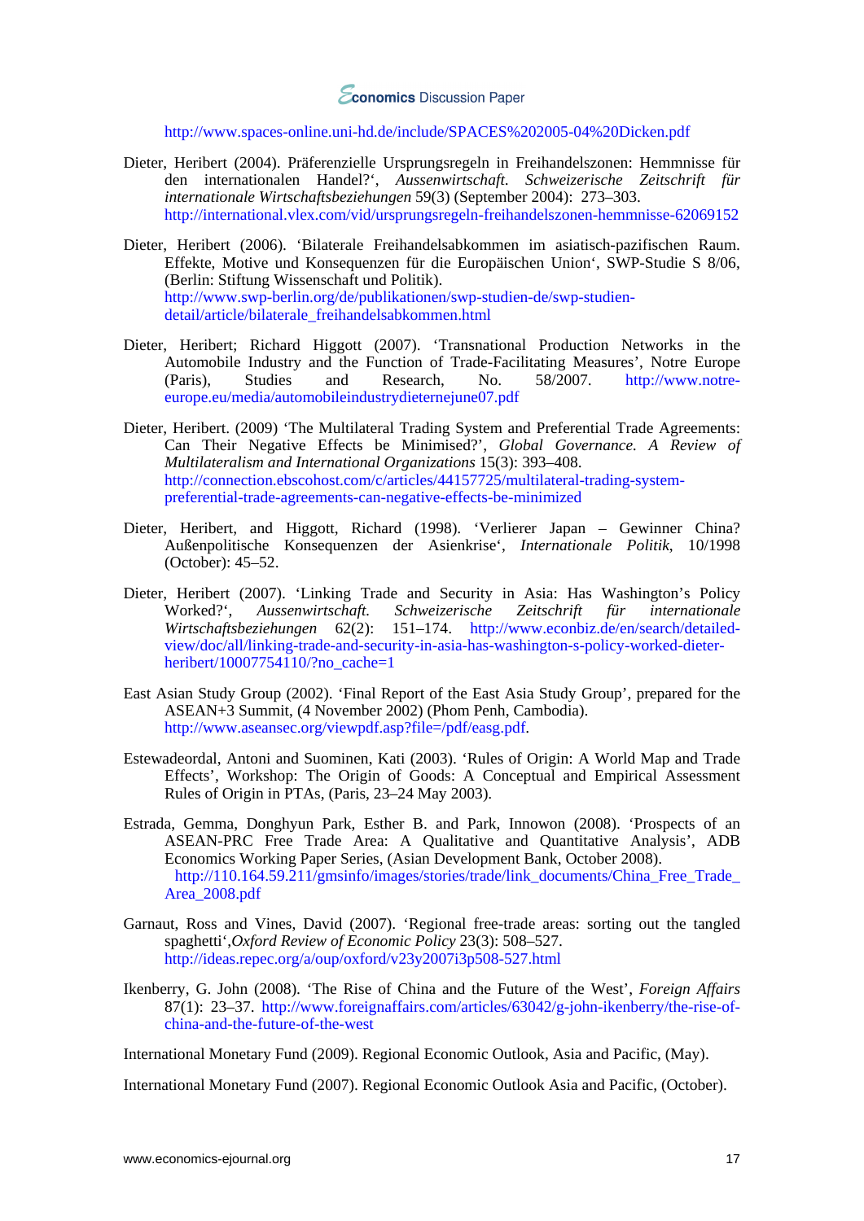http://www.spaces-online.uni-hd.de/include/SPACES%202005-04%20Dicken.pdf

Dieter, Heribert (2004). Präferenzielle Ursprungsregeln in Freihandelszonen: Hemmnisse für den internationalen Handel?', *Aussenwirtschaft. Schweizerische Zeitschrift für internationale Wirtschaftsbeziehungen* 59(3) (September 2004): 273–303. http://international.vlex.com/vid/ursprungsregeln-freihandelszonen-hemmnisse-62069152

Dieter, Heribert (2006). 'Bilaterale Freihandelsabkommen im asiatisch-pazifischen Raum. Effekte, Motive und Konsequenzen für die Europäischen Union', SWP-Studie S 8/06, (Berlin: Stiftung Wissenschaft und Politik). http://www.swp-berlin.org/de/publikationen/swp-studien-de/swp-studien-detail/article/bilaterale_freihandelsabkommen.html

Dieter, Heribert; Richard Higgott (2007). 'Transnational Production Networks in the Automobile Industry and the Function of Trade-Facilitating Measures', Notre Europe (Paris), Studies and Research, No. 58/2007. http://www.notre-europe.eu/media/automobileindustrydieternejune07.pdf

Dieter, Heribert. (2009) 'The Multilateral Trading System and Preferential Trade Agreements: Can Their Negative Effects be Minimised?', *Global Governance. A Review of Multilateralism and International Organizations* 15(3): 393–408. http://connection.ebscohost.com/c/articles/44157725/multilateral-trading-system-preferential-trade-agreements-can-negative-effects-be-minimized

Dieter, Heribert, and Higgott, Richard (1998). 'Verlierer Japan – Gewinner China? Außenpolitische Konsequenzen der Asienkrise', *Internationale Politik*, 10/1998 (October): 45–52.

Dieter, Heribert (2007). 'Linking Trade and Security in Asia: Has Washington's Policy Worked?', *Aussenwirtschaft. Schweizerische Zeitschrift für internationale Wirtschaftsbeziehungen* 62(2): 151–174. http://www.econbiz.de/en/search/detailed-view/doc/all/linking-trade-and-security-in-asia-has-washington-s-policy-worked-dieter-heribert/10007754110/?no_cache=1

East Asian Study Group (2002). 'Final Report of the East Asia Study Group', prepared for the ASEAN+3 Summit, (4 November 2002) (Phom Penh, Cambodia). http://www.aseansec.org/viewpdf.asp?file=/pdf/easg.pdf.

Estewadeordal, Antoni and Suominen, Kati (2003). 'Rules of Origin: A World Map and Trade Effects', Workshop: The Origin of Goods: A Conceptual and Empirical Assessment Rules of Origin in PTAs, (Paris, 23–24 May 2003).

Estrada, Gemma, Donghyun Park, Esther B. and Park, Innowon (2008). 'Prospects of an ASEAN-PRC Free Trade Area: A Qualitative and Quantitative Analysis', ADB Economics Working Paper Series, (Asian Development Bank, October 2008). http://110.164.59.211/gmsinfo/images/stories/trade/link_documents/China_Free_Trade_Area_2008.pdf

Garnaut, Ross and Vines, David (2007). 'Regional free-trade areas: sorting out the tangled spaghetti',*Oxford Review of Economic Policy* 23(3): 508–527. http://ideas.repec.org/a/oup/oxford/v23y2007i3p508-527.html

Ikenberry, G. John (2008). 'The Rise of China and the Future of the West', *Foreign Affairs* 87(1): 23–37. http://www.foreignaffairs.com/articles/63042/g-john-ikenberry/the-rise-of-china-and-the-future-of-the-west

International Monetary Fund (2009). Regional Economic Outlook, Asia and Pacific, (May).

International Monetary Fund (2007). Regional Economic Outlook Asia and Pacific, (October).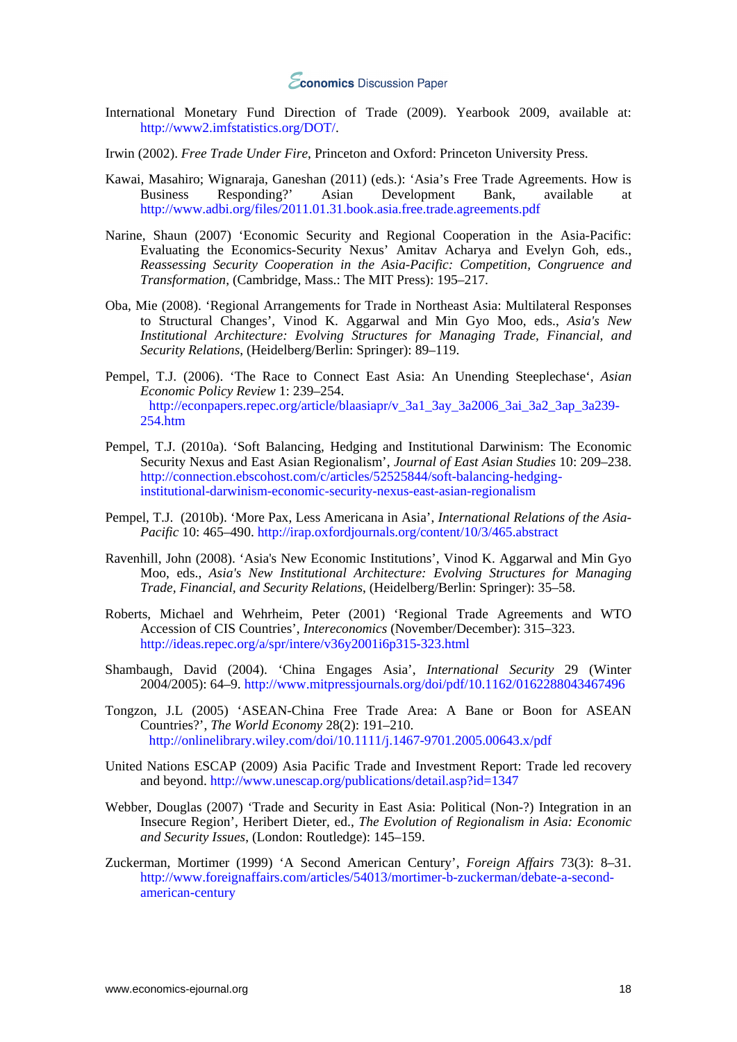International Monetary Fund Direction of Trade (2009). Yearbook 2009, available at: http://www2.imfstatistics.org/DOT/.

Irwin (2002). *Free Trade Under Fire*, Princeton and Oxford: Princeton University Press.

Kawai, Masahiro; Wignaraja, Ganeshan (2011) (eds.): 'Asia's Free Trade Agreements. How is Business Responding?' Asian Development Bank, available at http://www.adbi.org/files/2011.01.31.book.asia.free.trade.agreements.pdf

Narine, Shaun (2007) 'Economic Security and Regional Cooperation in the Asia-Pacific: Evaluating the Economics-Security Nexus' Amitav Acharya and Evelyn Goh, eds., *Reassessing Security Cooperation in the Asia-Pacific: Competition, Congruence and Transformation*, (Cambridge, Mass.: The MIT Press): 195–217.

Oba, Mie (2008). 'Regional Arrangements for Trade in Northeast Asia: Multilateral Responses to Structural Changes', Vinod K. Aggarwal and Min Gyo Moo, eds., *Asia's New Institutional Architecture: Evolving Structures for Managing Trade, Financial, and Security Relations*, (Heidelberg/Berlin: Springer): 89–119.

Pempel, T.J. (2006). 'The Race to Connect East Asia: An Unending Steeplechase', *Asian Economic Policy Review* 1: 239–254. http://econpapers.repec.org/article/blaasiapr/v_3a1_3ay_3a2006_3ai_3a2_3ap_3a239-254.htm

Pempel, T.J. (2010a). 'Soft Balancing, Hedging and Institutional Darwinism: The Economic Security Nexus and East Asian Regionalism', *Journal of East Asian Studies* 10: 209–238. http://connection.ebscohost.com/c/articles/52525844/soft-balancing-hedging-institutional-darwinism-economic-security-nexus-east-asian-regionalism

Pempel, T.J. (2010b). 'More Pax, Less Americana in Asia', *International Relations of the Asia-Pacific* 10: 465–490. http://irap.oxfordjournals.org/content/10/3/465.abstract

Ravenhill, John (2008). 'Asia's New Economic Institutions', Vinod K. Aggarwal and Min Gyo Moo, eds., *Asia's New Institutional Architecture: Evolving Structures for Managing Trade, Financial, and Security Relations*, (Heidelberg/Berlin: Springer): 35–58.

Roberts, Michael and Wehrheim, Peter (2001) 'Regional Trade Agreements and WTO Accession of CIS Countries', *Intereconomics* (November/December): 315–323. http://ideas.repec.org/a/spr/intere/v36y2001i6p315-323.html

Shambaugh, David (2004). 'China Engages Asia', *International Security* 29 (Winter 2004/2005): 64–9. http://www.mitpressjournals.org/doi/pdf/10.1162/0162288043467496

Tongzon, J.L (2005) 'ASEAN-China Free Trade Area: A Bane or Boon for ASEAN Countries?', *The World Economy* 28(2): 191–210. http://onlinelibrary.wiley.com/doi/10.1111/j.1467-9701.2005.00643.x/pdf

United Nations ESCAP (2009) Asia Pacific Trade and Investment Report: Trade led recovery and beyond. http://www.unescap.org/publications/detail.asp?id=1347

Webber, Douglas (2007) 'Trade and Security in East Asia: Political (Non-?) Integration in an Insecure Region', Heribert Dieter, ed., *The Evolution of Regionalism in Asia: Economic and Security Issues*, (London: Routledge): 145–159.

Zuckerman, Mortimer (1999) 'A Second American Century', *Foreign Affairs* 73(3): 8–31. http://www.foreignaffairs.com/articles/54013/mortimer-b-zuckerman/debate-a-second-american-century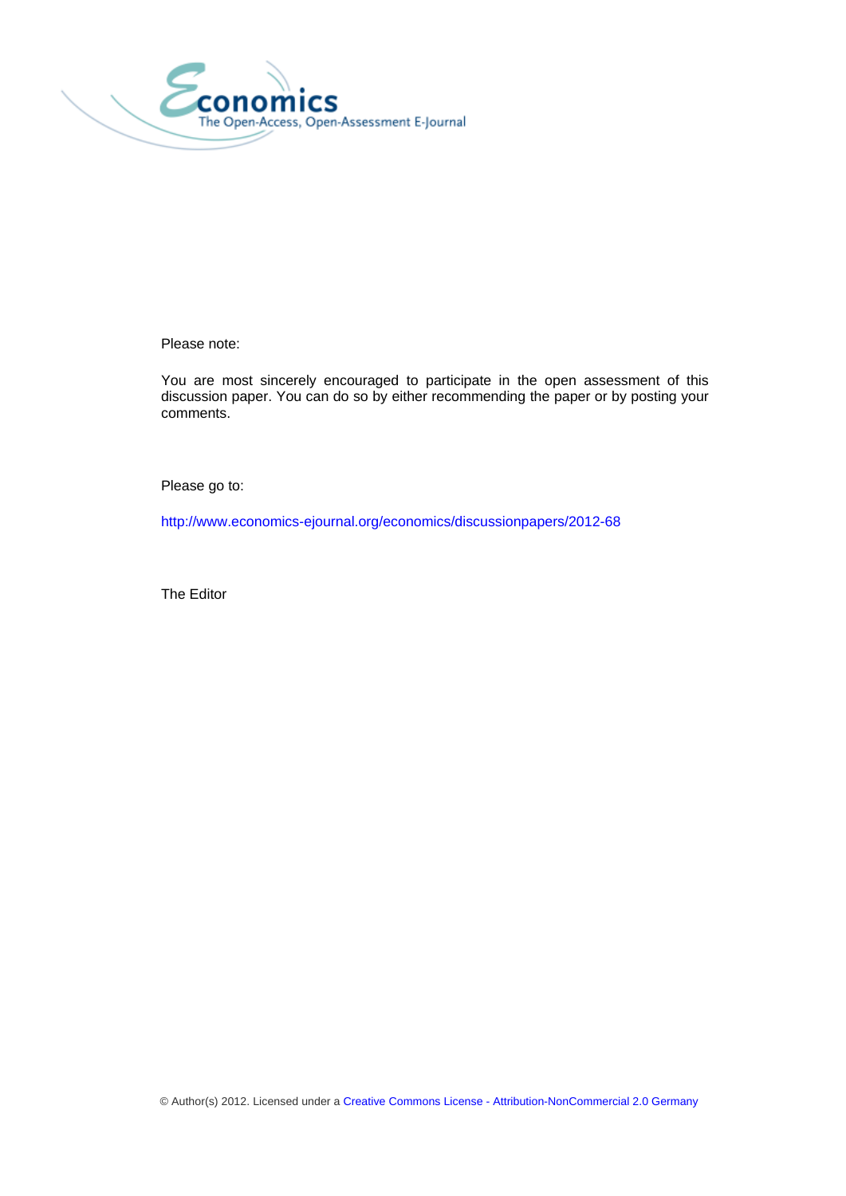Please note:

You are most sincerely encouraged to participate in the open assessment of this discussion paper. You can do so by either recommending the paper or by posting your comments.

Please go to:

http://www.economics-ejournal.org/economics/discussionpapers/2012-68

The Editor

© Author(s) 2012. Licensed under a Creative Commons License - Attribution-NonCommercial 2.0 Germany